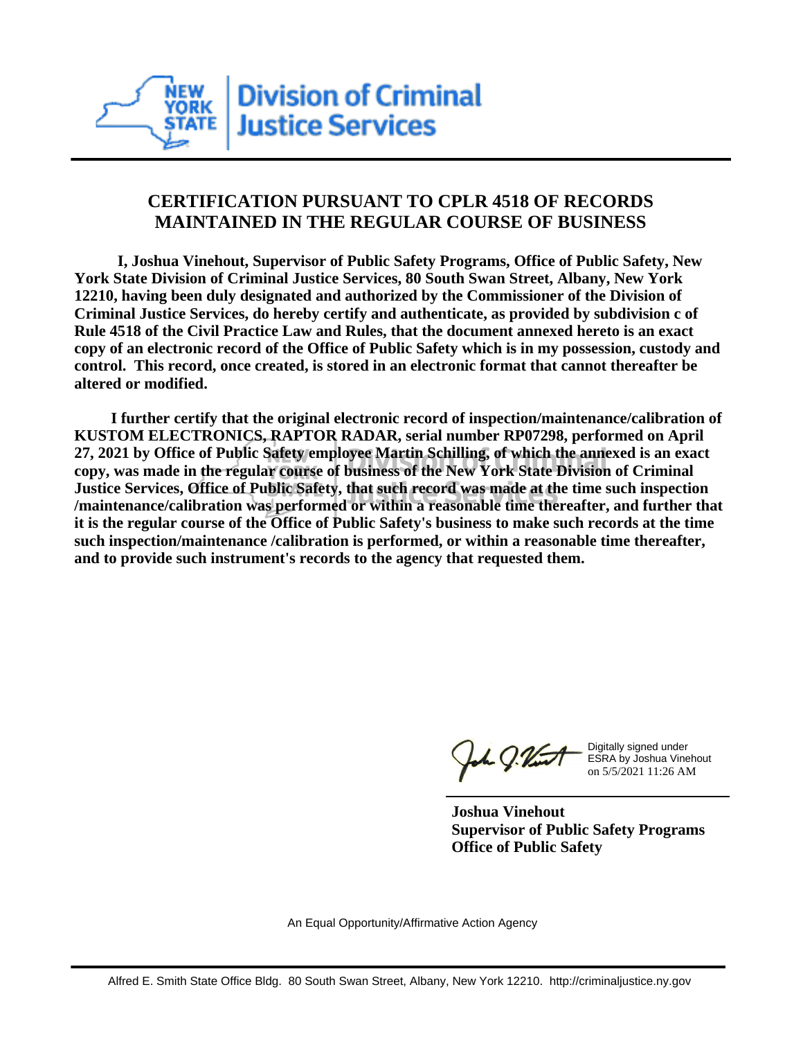New York State Division of Criminal Justice Services

# CERTIFICATION PURSUANT TO CPLR 4518 OF RECORDS MAINTAINED IN THE REGULAR COURSE OF BUSINESS

**I, Joshua Vinehout, Supervisor of Public Safety Programs, Office of Public Safety, New York State Division of Criminal Justice Services, 80 South Swan Street, Albany, New York 12210, having been duly designated and authorized by the Commissioner of the Division of Criminal Justice Services, do hereby certify and authenticate, as provided by subdivision c of Rule 4518 of the Civil Practice Law and Rules, that the document annexed hereto is an exact copy of an electronic record of the Office of Public Safety which is in my possession, custody and control. This record, once created, is stored in an electronic format that cannot thereafter be altered or modified.**

**I further certify that the original electronic record of inspection/maintenance/calibration of KUSTOM ELECTRONICS, RAPTOR RADAR, serial number RP07298, performed on April 27, 2021 by Office of Public Safety employee Martin Schilling, of which the annexed is an exact copy, was made in the regular course of business of the New York State Division of Criminal Justice Services, Office of Public Safety, that such record was made at the time such inspection /maintenance/calibration was performed or within a reasonable time thereafter, and further that it is the regular course of the Office of Public Safety's business to make such records at the time such inspection/maintenance /calibration is performed, or within a reasonable time thereafter, and to provide such instrument's records to the agency that requested them.**

Digitally signed under ESRA by Joshua Vinehout on 5/5/2021 11:26 AM

**Joshua Vinehout**
**Supervisor of Public Safety Programs**
**Office of Public Safety**

An Equal Opportunity/Affirmative Action Agency

Alfred E. Smith State Office Bldg. 80 South Swan Street, Albany, New York 12210. http://criminaljustice.ny.gov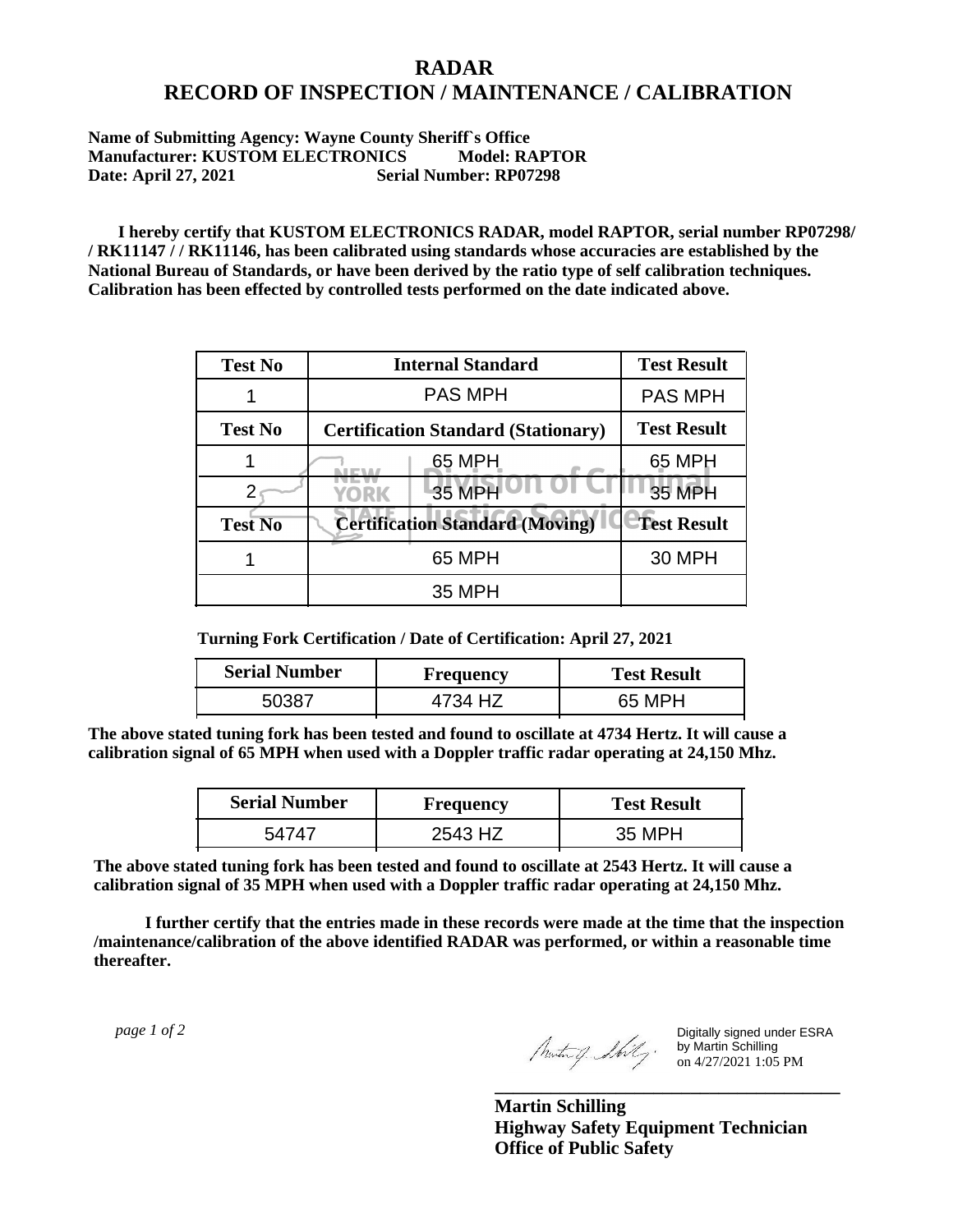# RADAR
# RECORD OF INSPECTION / MAINTENANCE / CALIBRATION

**Name of Submitting Agency: Wayne County Sheriff`s Office**
**Manufacturer: KUSTOM ELECTRONICS Model: RAPTOR**
**Date: April 27, 2021 Serial Number: RP07298**

**I hereby certify that KUSTOM ELECTRONICS RADAR, model RAPTOR, serial number RP07298/ / RK11147 / / RK11146, has been calibrated using standards whose accuracies are established by the National Bureau of Standards, or have been derived by the ratio type of self calibration techniques. Calibration has been effected by controlled tests performed on the date indicated above.**

| Test No | Internal Standard | Test Result |
|---|---|---|
| 1 | PAS MPH | PAS MPH |
| **Test No** | **Certification Standard (Stationary)** | **Test Result** |
| 1 | 65 MPH | 65 MPH |
| 2 | 35 MPH | 35 MPH |
| **Test No** | **Certification Standard (Moving)** | **Test Result** |
| 1 | 65 MPH | 30 MPH |
| | 35 MPH | |

**Turning Fork Certification / Date of Certification: April 27, 2021**

| Serial Number | Frequency | Test Result |
|---|---|---|
| 50387 | 4734 HZ | 65 MPH |

**The above stated tuning fork has been tested and found to oscillate at 4734 Hertz. It will cause a calibration signal of 65 MPH when used with a Doppler traffic radar operating at 24,150 Mhz.**

| Serial Number | Frequency | Test Result |
|---|---|---|
| 54747 | 2543 HZ | 35 MPH |

**The above stated tuning fork has been tested and found to oscillate at 2543 Hertz. It will cause a calibration signal of 35 MPH when used with a Doppler traffic radar operating at 24,150 Mhz.**

**I further certify that the entries made in these records were made at the time that the inspection /maintenance/calibration of the above identified RADAR was performed, or within a reasonable time thereafter.**

Digitally signed under ESRA by Martin Schilling on 4/27/2021 1:05 PM

**Martin Schilling**
**Highway Safety Equipment Technician**
**Office of Public Safety**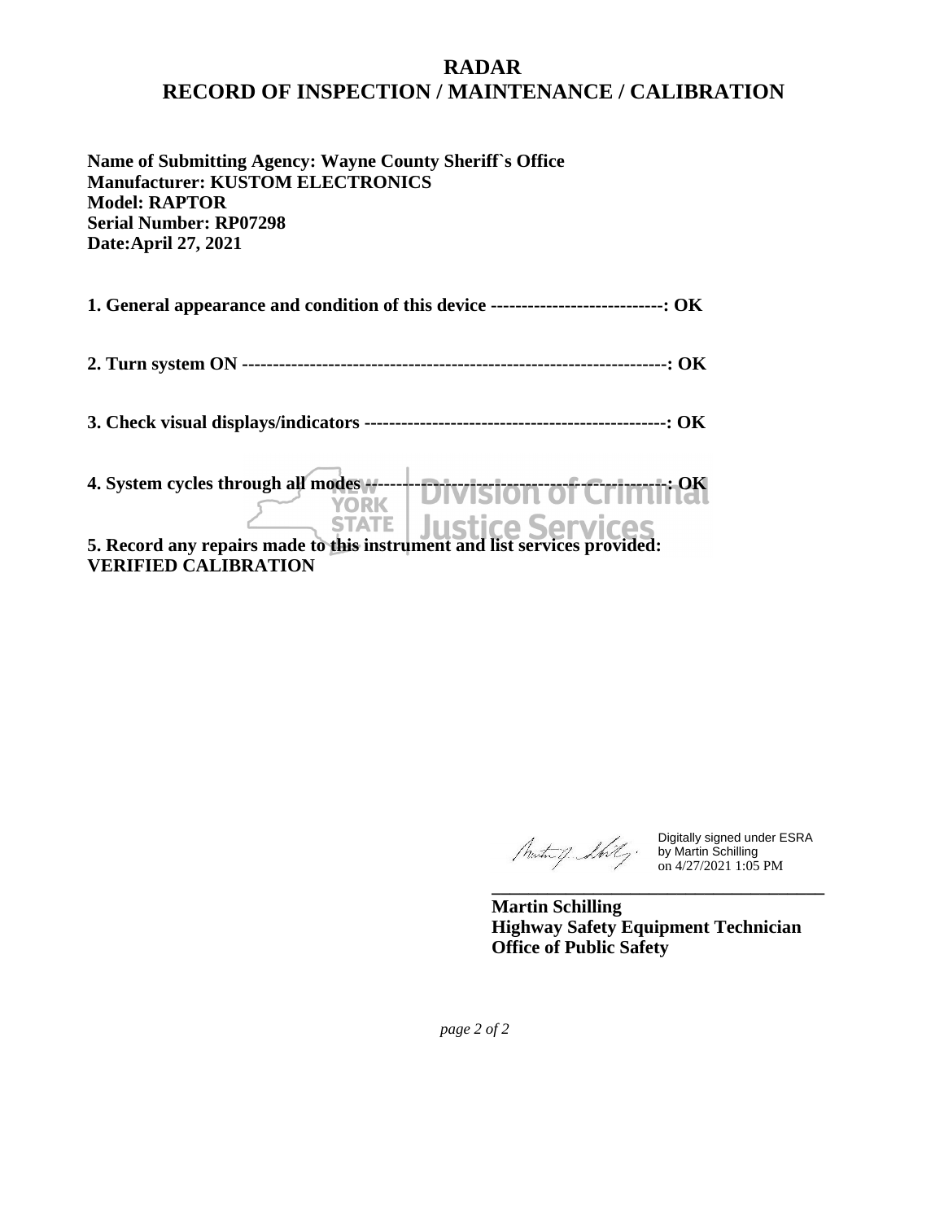# RADAR
# RECORD OF INSPECTION / MAINTENANCE / CALIBRATION

**Name of Submitting Agency: Wayne County Sheriff`s Office**
**Manufacturer: KUSTOM ELECTRONICS**
**Model: RAPTOR**
**Serial Number: RP07298**
**Date:April 27, 2021**

**1. General appearance and condition of this device ----------------------------: OK**

**2. Turn system ON -------------------------------------------------------------------: OK**

**3. Check visual displays/indicators -------------------------------------------------: OK**

**4. System cycles through all modes ----------------------------------------------: OK**

**5. Record any repairs made to this instrument and list services provided:**
**VERIFIED CALIBRATION**

Digitally signed under ESRA
by Martin Schilling
on 4/27/2021 1:05 PM

**Martin Schilling**
**Highway Safety Equipment Technician**
**Office of Public Safety**